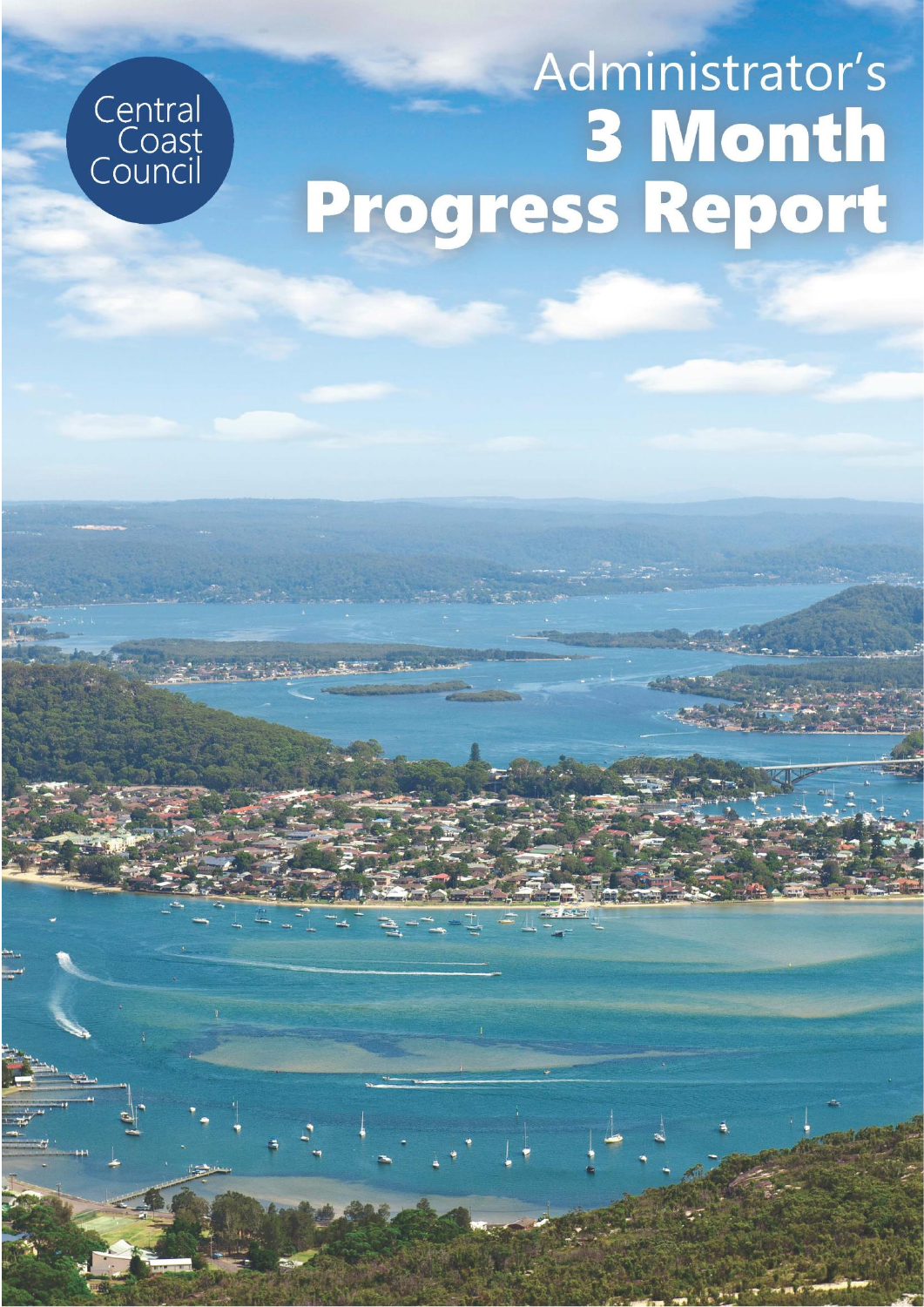Central Coast Council

# Administrator's 3 Month Progress Report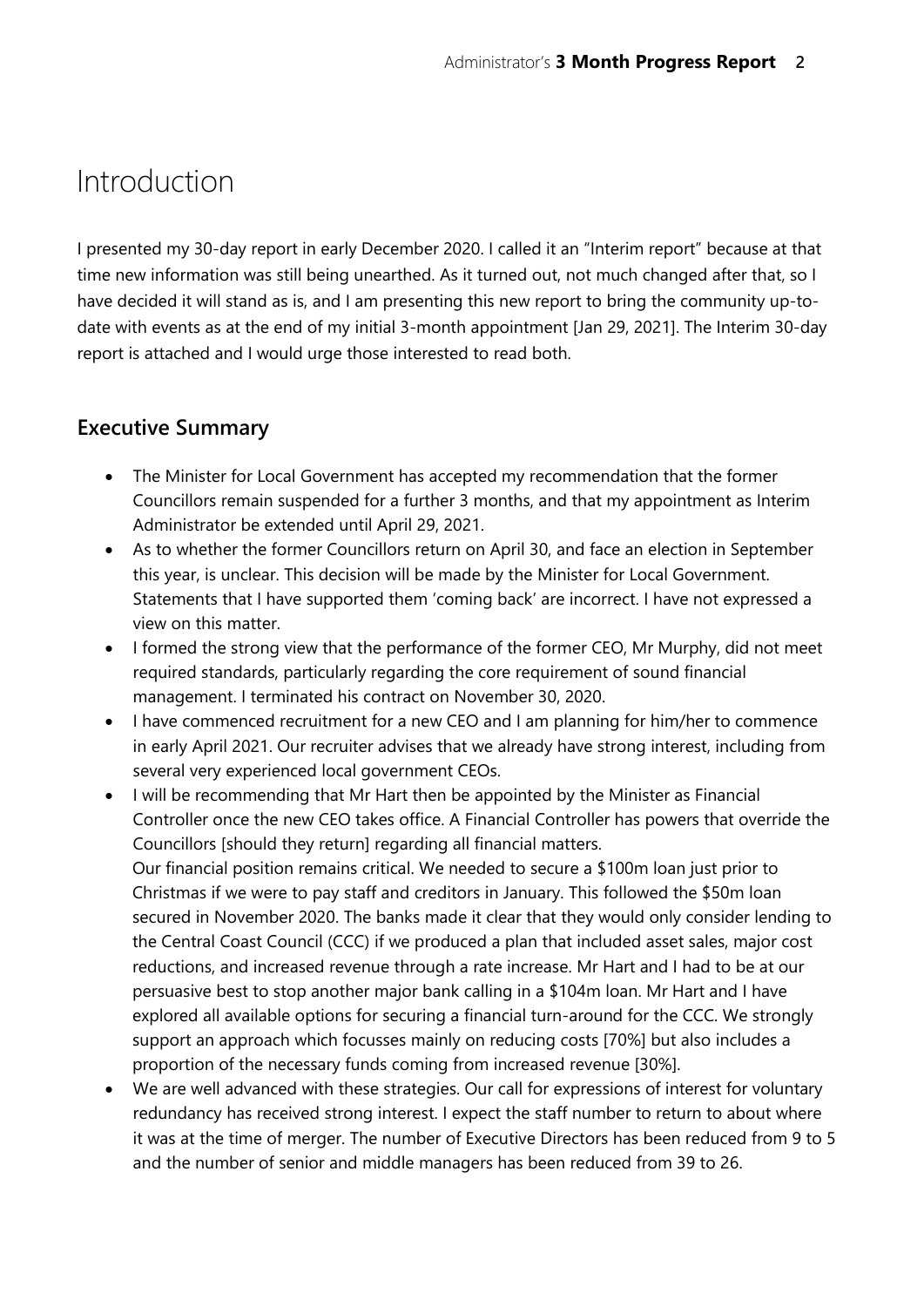# Introduction

I presented my 30-day report in early December 2020. I called it an "Interim report" because at that time new information was still being unearthed. As it turned out, not much changed after that, so I have decided it will stand as is, and I am presenting this new report to bring the community up-to-date with events as at the end of my initial 3-month appointment [Jan 29, 2021]. The Interim 30-day report is attached and I would urge those interested to read both.

## Executive Summary

- The Minister for Local Government has accepted my recommendation that the former Councillors remain suspended for a further 3 months, and that my appointment as Interim Administrator be extended until April 29, 2021.
- As to whether the former Councillors return on April 30, and face an election in September this year, is unclear. This decision will be made by the Minister for Local Government. Statements that I have supported them 'coming back' are incorrect. I have not expressed a view on this matter.
- I formed the strong view that the performance of the former CEO, Mr Murphy, did not meet required standards, particularly regarding the core requirement of sound financial management. I terminated his contract on November 30, 2020.
- I have commenced recruitment for a new CEO and I am planning for him/her to commence in early April 2021. Our recruiter advises that we already have strong interest, including from several very experienced local government CEOs.
- I will be recommending that Mr Hart then be appointed by the Minister as Financial Controller once the new CEO takes office. A Financial Controller has powers that override the Councillors [should they return] regarding all financial matters.

  Our financial position remains critical. We needed to secure a $100m loan just prior to Christmas if we were to pay staff and creditors in January. This followed the $50m loan secured in November 2020. The banks made it clear that they would only consider lending to the Central Coast Council (CCC) if we produced a plan that included asset sales, major cost reductions, and increased revenue through a rate increase. Mr Hart and I had to be at our persuasive best to stop another major bank calling in a $104m loan. Mr Hart and I have explored all available options for securing a financial turn-around for the CCC. We strongly support an approach which focusses mainly on reducing costs [70%] but also includes a proportion of the necessary funds coming from increased revenue [30%].
- We are well advanced with these strategies. Our call for expressions of interest for voluntary redundancy has received strong interest. I expect the staff number to return to about where it was at the time of merger. The number of Executive Directors has been reduced from 9 to 5 and the number of senior and middle managers has been reduced from 39 to 26.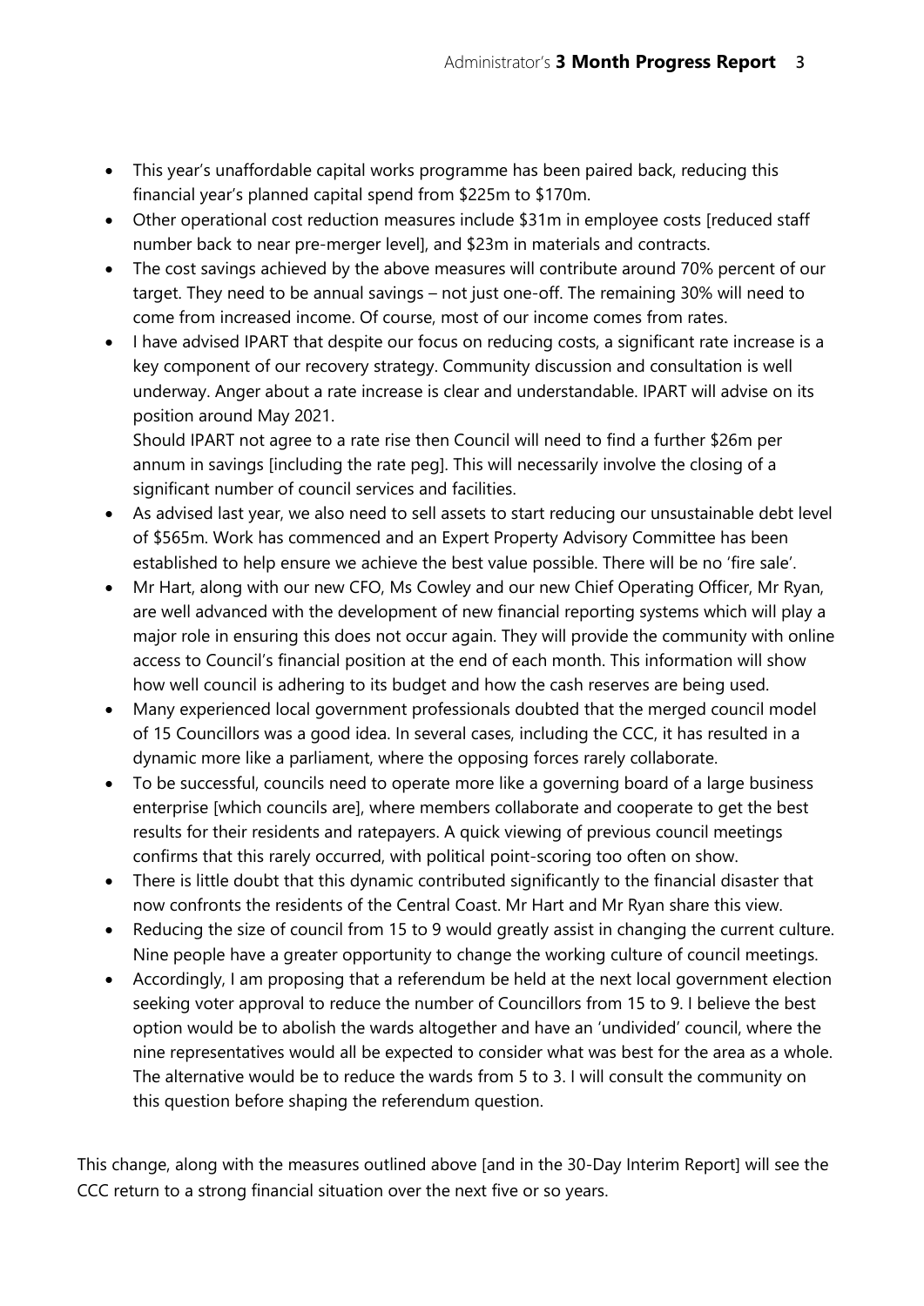- This year's unaffordable capital works programme has been paired back, reducing this financial year's planned capital spend from $225m to $170m.
- Other operational cost reduction measures include $31m in employee costs [reduced staff number back to near pre-merger level], and $23m in materials and contracts.
- The cost savings achieved by the above measures will contribute around 70% percent of our target. They need to be annual savings – not just one-off. The remaining 30% will need to come from increased income. Of course, most of our income comes from rates.
- I have advised IPART that despite our focus on reducing costs, a significant rate increase is a key component of our recovery strategy. Community discussion and consultation is well underway. Anger about a rate increase is clear and understandable. IPART will advise on its position around May 2021.
  Should IPART not agree to a rate rise then Council will need to find a further $26m per annum in savings [including the rate peg]. This will necessarily involve the closing of a significant number of council services and facilities.
- As advised last year, we also need to sell assets to start reducing our unsustainable debt level of $565m. Work has commenced and an Expert Property Advisory Committee has been established to help ensure we achieve the best value possible. There will be no 'fire sale'.
- Mr Hart, along with our new CFO, Ms Cowley and our new Chief Operating Officer, Mr Ryan, are well advanced with the development of new financial reporting systems which will play a major role in ensuring this does not occur again. They will provide the community with online access to Council's financial position at the end of each month. This information will show how well council is adhering to its budget and how the cash reserves are being used.
- Many experienced local government professionals doubted that the merged council model of 15 Councillors was a good idea. In several cases, including the CCC, it has resulted in a dynamic more like a parliament, where the opposing forces rarely collaborate.
- To be successful, councils need to operate more like a governing board of a large business enterprise [which councils are], where members collaborate and cooperate to get the best results for their residents and ratepayers. A quick viewing of previous council meetings confirms that this rarely occurred, with political point-scoring too often on show.
- There is little doubt that this dynamic contributed significantly to the financial disaster that now confronts the residents of the Central Coast. Mr Hart and Mr Ryan share this view.
- Reducing the size of council from 15 to 9 would greatly assist in changing the current culture. Nine people have a greater opportunity to change the working culture of council meetings.
- Accordingly, I am proposing that a referendum be held at the next local government election seeking voter approval to reduce the number of Councillors from 15 to 9. I believe the best option would be to abolish the wards altogether and have an 'undivided' council, where the nine representatives would all be expected to consider what was best for the area as a whole. The alternative would be to reduce the wards from 5 to 3. I will consult the community on this question before shaping the referendum question.

This change, along with the measures outlined above [and in the 30-Day Interim Report] will see the CCC return to a strong financial situation over the next five or so years.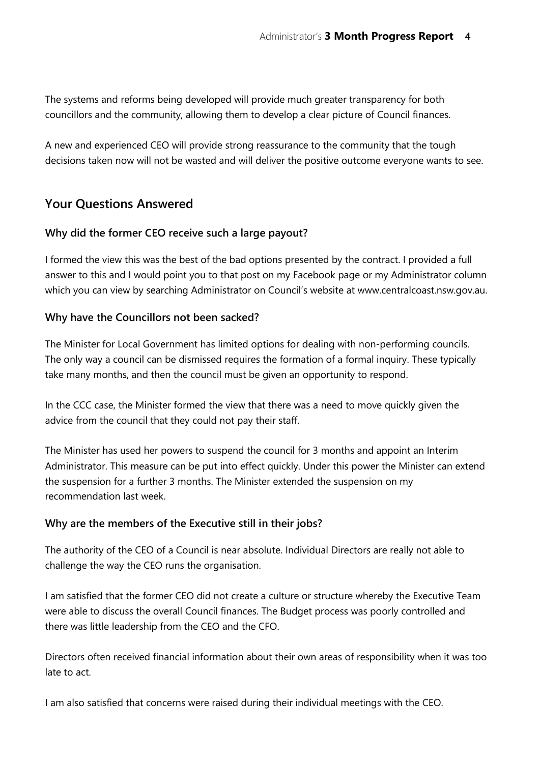The systems and reforms being developed will provide much greater transparency for both councillors and the community, allowing them to develop a clear picture of Council finances.

A new and experienced CEO will provide strong reassurance to the community that the tough decisions taken now will not be wasted and will deliver the positive outcome everyone wants to see.

## Your Questions Answered

### Why did the former CEO receive such a large payout?

I formed the view this was the best of the bad options presented by the contract. I provided a full answer to this and I would point you to that post on my Facebook page or my Administrator column which you can view by searching Administrator on Council's website at www.centralcoast.nsw.gov.au.

### Why have the Councillors not been sacked?

The Minister for Local Government has limited options for dealing with non-performing councils. The only way a council can be dismissed requires the formation of a formal inquiry. These typically take many months, and then the council must be given an opportunity to respond.

In the CCC case, the Minister formed the view that there was a need to move quickly given the advice from the council that they could not pay their staff.

The Minister has used her powers to suspend the council for 3 months and appoint an Interim Administrator. This measure can be put into effect quickly. Under this power the Minister can extend the suspension for a further 3 months. The Minister extended the suspension on my recommendation last week.

### Why are the members of the Executive still in their jobs?

The authority of the CEO of a Council is near absolute. Individual Directors are really not able to challenge the way the CEO runs the organisation.

I am satisfied that the former CEO did not create a culture or structure whereby the Executive Team were able to discuss the overall Council finances. The Budget process was poorly controlled and there was little leadership from the CEO and the CFO.

Directors often received financial information about their own areas of responsibility when it was too late to act.

I am also satisfied that concerns were raised during their individual meetings with the CEO.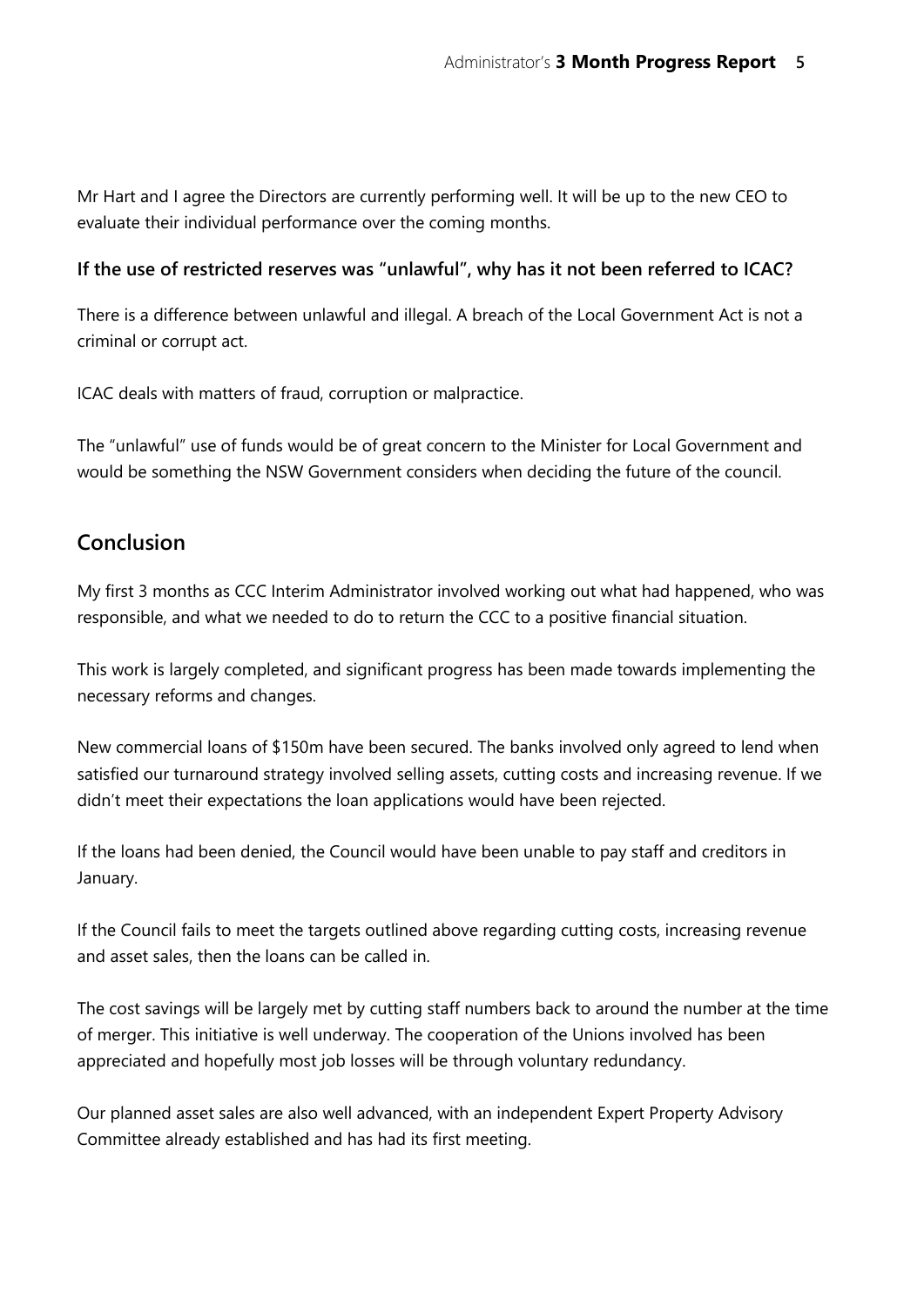Mr Hart and I agree the Directors are currently performing well. It will be up to the new CEO to evaluate their individual performance over the coming months.

### If the use of restricted reserves was "unlawful", why has it not been referred to ICAC?

There is a difference between unlawful and illegal. A breach of the Local Government Act is not a criminal or corrupt act.

ICAC deals with matters of fraud, corruption or malpractice.

The "unlawful" use of funds would be of great concern to the Minister for Local Government and would be something the NSW Government considers when deciding the future of the council.

## Conclusion

My first 3 months as CCC Interim Administrator involved working out what had happened, who was responsible, and what we needed to do to return the CCC to a positive financial situation.

This work is largely completed, and significant progress has been made towards implementing the necessary reforms and changes.

New commercial loans of $150m have been secured. The banks involved only agreed to lend when satisfied our turnaround strategy involved selling assets, cutting costs and increasing revenue. If we didn't meet their expectations the loan applications would have been rejected.

If the loans had been denied, the Council would have been unable to pay staff and creditors in January.

If the Council fails to meet the targets outlined above regarding cutting costs, increasing revenue and asset sales, then the loans can be called in.

The cost savings will be largely met by cutting staff numbers back to around the number at the time of merger. This initiative is well underway. The cooperation of the Unions involved has been appreciated and hopefully most job losses will be through voluntary redundancy.

Our planned asset sales are also well advanced, with an independent Expert Property Advisory Committee already established and has had its first meeting.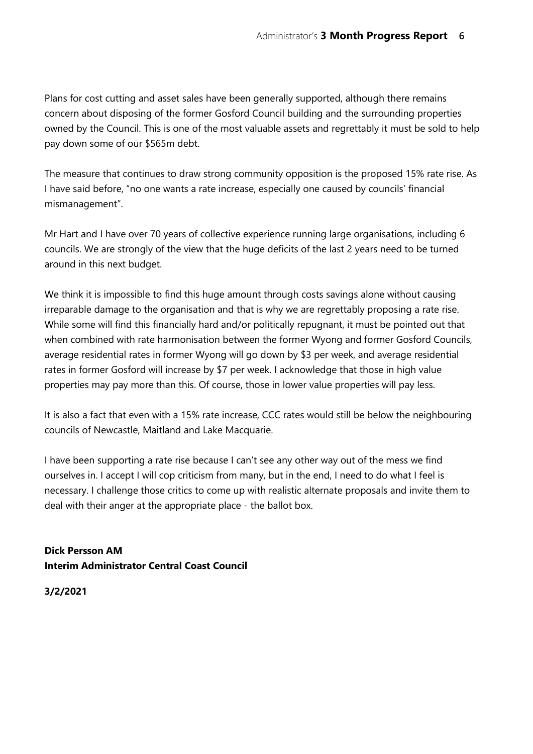Plans for cost cutting and asset sales have been generally supported, although there remains concern about disposing of the former Gosford Council building and the surrounding properties owned by the Council. This is one of the most valuable assets and regrettably it must be sold to help pay down some of our $565m debt.

The measure that continues to draw strong community opposition is the proposed 15% rate rise. As I have said before, "no one wants a rate increase, especially one caused by councils' financial mismanagement".

Mr Hart and I have over 70 years of collective experience running large organisations, including 6 councils. We are strongly of the view that the huge deficits of the last 2 years need to be turned around in this next budget.

We think it is impossible to find this huge amount through costs savings alone without causing irreparable damage to the organisation and that is why we are regrettably proposing a rate rise. While some will find this financially hard and/or politically repugnant, it must be pointed out that when combined with rate harmonisation between the former Wyong and former Gosford Councils, average residential rates in former Wyong will go down by $3 per week, and average residential rates in former Gosford will increase by $7 per week. I acknowledge that those in high value properties may pay more than this. Of course, those in lower value properties will pay less.

It is also a fact that even with a 15% rate increase, CCC rates would still be below the neighbouring councils of Newcastle, Maitland and Lake Macquarie.

I have been supporting a rate rise because I can't see any other way out of the mess we find ourselves in. I accept I will cop criticism from many, but in the end, I need to do what I feel is necessary. I challenge those critics to come up with realistic alternate proposals and invite them to deal with their anger at the appropriate place - the ballot box.

**Dick Persson AM**
**Interim Administrator Central Coast Council**

**3/2/2021**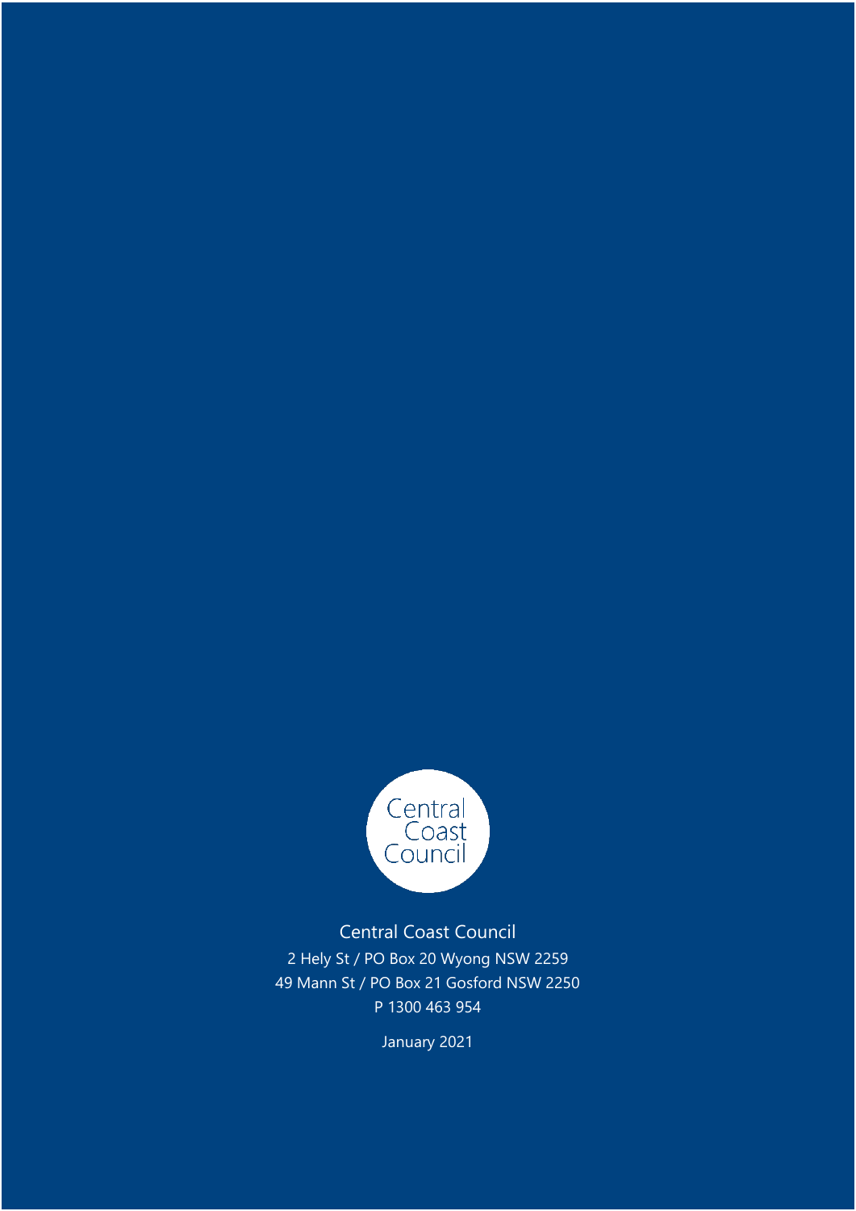Central Coast Council

Central Coast Council
2 Hely St / PO Box 20 Wyong NSW 2259
49 Mann St / PO Box 21 Gosford NSW 2250
P 1300 463 954

January 2021